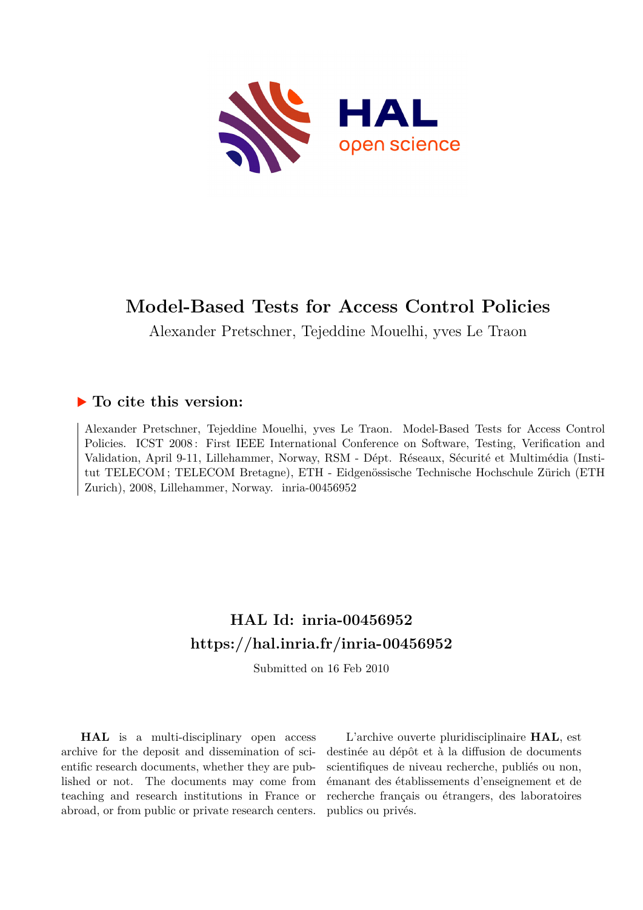# Model-Based Tests for Access Control Policies

Alexander Pretschner, Tejeddine Mouelhi, yves Le Traon

## ▶ To cite this version:

Alexander Pretschner, Tejeddine Mouelhi, yves Le Traon. Model-Based Tests for Access Control Policies. ICST 2008 : First IEEE International Conference on Software, Testing, Verification and Validation, April 9-11, Lillehammer, Norway, RSM - Dépt. Réseaux, Sécurité et Multimédia (Institut TELECOM ; TELECOM Bretagne), ETH - Eidgenössische Technische Hochschule Zürich (ETH Zurich), 2008, Lillehammer, Norway. inria-00456952

## HAL Id: inria-00456952
## https://hal.inria.fr/inria-00456952

Submitted on 16 Feb 2010

**HAL** is a multi-disciplinary open access archive for the deposit and dissemination of scientific research documents, whether they are published or not. The documents may come from teaching and research institutions in France or abroad, or from public or private research centers.

L'archive ouverte pluridisciplinaire **HAL**, est destinée au dépôt et à la diffusion de documents scientifiques de niveau recherche, publiés ou non, émanant des établissements d'enseignement et de recherche français ou étrangers, des laboratoires publics ou privés.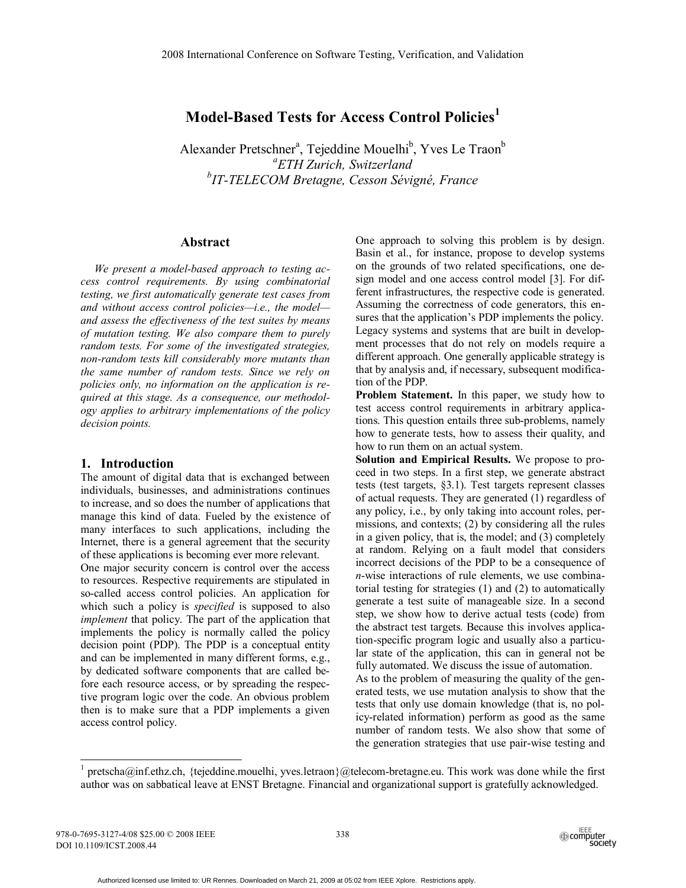# Model-Based Tests for Access Control Policies[1]

Alexander Pretschner[a], Tejeddine Mouelhi[b], Yves Le Traon[b]

[a]*ETH Zurich, Switzerland*

[b]*IT-TELECOM Bretagne, Cesson Sévigné, France*

## Abstract

*We present a model-based approach to testing access control requirements. By using combinatorial testing, we first automatically generate test cases from and without access control policies—i.e., the model—and assess the effectiveness of the test suites by means of mutation testing. We also compare them to purely random tests. For some of the investigated strategies, non-random tests kill considerably more mutants than the same number of random tests. Since we rely on policies only, no information on the application is required at this stage. As a consequence, our methodology applies to arbitrary implementations of the policy decision points.*

## 1. Introduction

The amount of digital data that is exchanged between individuals, businesses, and administrations continues to increase, and so does the number of applications that manage this kind of data. Fueled by the existence of many interfaces to such applications, including the Internet, there is a general agreement that the security of these applications is becoming ever more relevant.

One major security concern is control over the access to resources. Respective requirements are stipulated in so-called access control policies. An application for which such a policy is *specified* is supposed to also *implement* that policy. The part of the application that implements the policy is normally called the policy decision point (PDP). The PDP is a conceptual entity and can be implemented in many different forms, e.g., by dedicated software components that are called before each resource access, or by spreading the respective program logic over the code. An obvious problem then is to make sure that a PDP implements a given access control policy.

One approach to solving this problem is by design. Basin et al., for instance, propose to develop systems on the grounds of two related specifications, one design model and one access control model [3]. For different infrastructures, the respective code is generated. Assuming the correctness of code generators, this ensures that the application's PDP implements the policy. Legacy systems and systems that are built in development processes that do not rely on models require a different approach. One generally applicable strategy is that by analysis and, if necessary, subsequent modification of the PDP.

**Problem Statement.** In this paper, we study how to test access control requirements in arbitrary applications. This question entails three sub-problems, namely how to generate tests, how to assess their quality, and how to run them on an actual system.

**Solution and Empirical Results.** We propose to proceed in two steps. In a first step, we generate abstract tests (test targets, §3.1). Test targets represent classes of actual requests. They are generated (1) regardless of any policy, i.e., by only taking into account roles, permissions, and contexts; (2) by considering all the rules in a given policy, that is, the model; and (3) completely at random. Relying on a fault model that considers incorrect decisions of the PDP to be a consequence of *n*-wise interactions of rule elements, we use combinatorial testing for strategies (1) and (2) to automatically generate a test suite of manageable size. In a second step, we show how to derive actual tests (code) from the abstract test targets. Because this involves application-specific program logic and usually also a particular state of the application, this can in general not be fully automated. We discuss the issue of automation.

As to the problem of measuring the quality of the generated tests, we use mutation analysis to show that the tests that only use domain knowledge (that is, no policy-related information) perform as good as the same number of random tests. We also show that some of the generation strategies that use pair-wise testing and

[1] pretscha@inf.ethz.ch, {tejeddine.mouelhi, yves.letraon}@telecom-bretagne.eu. This work was done while the first author was on sabbatical leave at ENST Bretagne. Financial and organizational support is gratefully acknowledged.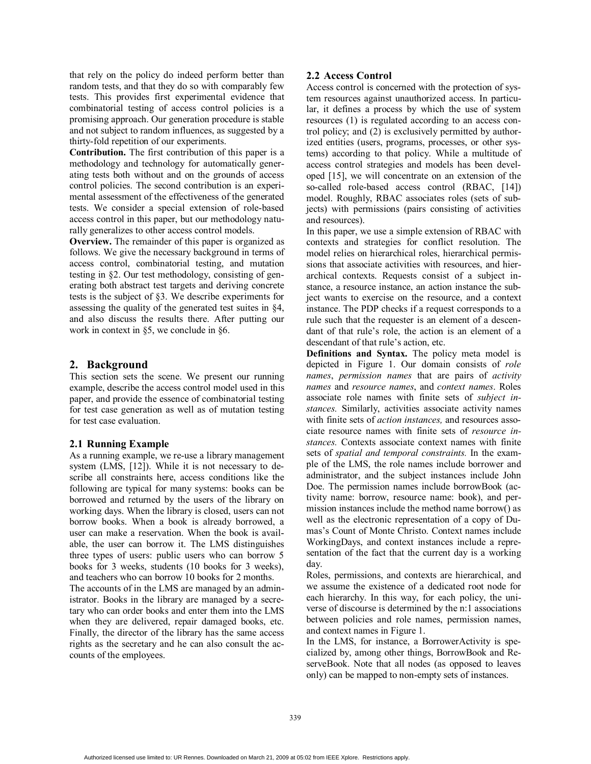that rely on the policy do indeed perform better than random tests, and that they do so with comparably few tests. This provides first experimental evidence that combinatorial testing of access control policies is a promising approach. Our generation procedure is stable and not subject to random influences, as suggested by a thirty-fold repetition of our experiments.

**Contribution.** The first contribution of this paper is a methodology and technology for automatically generating tests both without and on the grounds of access control policies. The second contribution is an experimental assessment of the effectiveness of the generated tests. We consider a special extension of role-based access control in this paper, but our methodology naturally generalizes to other access control models.

**Overview.** The remainder of this paper is organized as follows. We give the necessary background in terms of access control, combinatorial testing, and mutation testing in §2. Our test methodology, consisting of generating both abstract test targets and deriving concrete tests is the subject of §3. We describe experiments for assessing the quality of the generated test suites in §4, and also discuss the results there. After putting our work in context in §5, we conclude in §6.

## 2. Background

This section sets the scene. We present our running example, describe the access control model used in this paper, and provide the essence of combinatorial testing for test case generation as well as of mutation testing for test case evaluation.

### 2.1 Running Example

As a running example, we re-use a library management system (LMS, [12]). While it is not necessary to describe all constraints here, access conditions like the following are typical for many systems: books can be borrowed and returned by the users of the library on working days. When the library is closed, users can not borrow books. When a book is already borrowed, a user can make a reservation. When the book is available, the user can borrow it. The LMS distinguishes three types of users: public users who can borrow 5 books for 3 weeks, students (10 books for 3 weeks), and teachers who can borrow 10 books for 2 months.

The accounts of in the LMS are managed by an administrator. Books in the library are managed by a secretary who can order books and enter them into the LMS when they are delivered, repair damaged books, etc. Finally, the director of the library has the same access rights as the secretary and he can also consult the accounts of the employees.

### 2.2 Access Control

Access control is concerned with the protection of system resources against unauthorized access. In particular, it defines a process by which the use of system resources (1) is regulated according to an access control policy; and (2) is exclusively permitted by authorized entities (users, programs, processes, or other systems) according to that policy. While a multitude of access control strategies and models has been developed [15], we will concentrate on an extension of the so-called role-based access control (RBAC, [14]) model. Roughly, RBAC associates roles (sets of subjects) with permissions (pairs consisting of activities and resources).

In this paper, we use a simple extension of RBAC with contexts and strategies for conflict resolution. The model relies on hierarchical roles, hierarchical permissions that associate activities with resources, and hierarchical contexts. Requests consist of a subject instance, a resource instance, an action instance the subject wants to exercise on the resource, and a context instance. The PDP checks if a request corresponds to a rule such that the requester is an element of a descendant of that rule's role, the action is an element of a descendant of that rule's action, etc.

**Definitions and Syntax.** The policy meta model is depicted in Figure 1. Our domain consists of *role names*, *permission names* that are pairs of *activity names* and *resource names*, and *context names*. Roles associate role names with finite sets of *subject instances.* Similarly, activities associate activity names with finite sets of *action instances,* and resources associate resource names with finite sets of *resource instances.* Contexts associate context names with finite sets of *spatial and temporal constraints.* In the example of the LMS, the role names include borrower and administrator, and the subject instances include John Doe. The permission names include borrowBook (activity name: borrow, resource name: book), and permission instances include the method name borrow() as well as the electronic representation of a copy of Dumas's Count of Monte Christo. Context names include WorkingDays, and context instances include a representation of the fact that the current day is a working day.

Roles, permissions, and contexts are hierarchical, and we assume the existence of a dedicated root node for each hierarchy. In this way, for each policy, the universe of discourse is determined by the n:1 associations between policies and role names, permission names, and context names in Figure 1.

In the LMS, for instance, a BorrowerActivity is specialized by, among other things, BorrowBook and ReserveBook. Note that all nodes (as opposed to leaves only) can be mapped to non-empty sets of instances.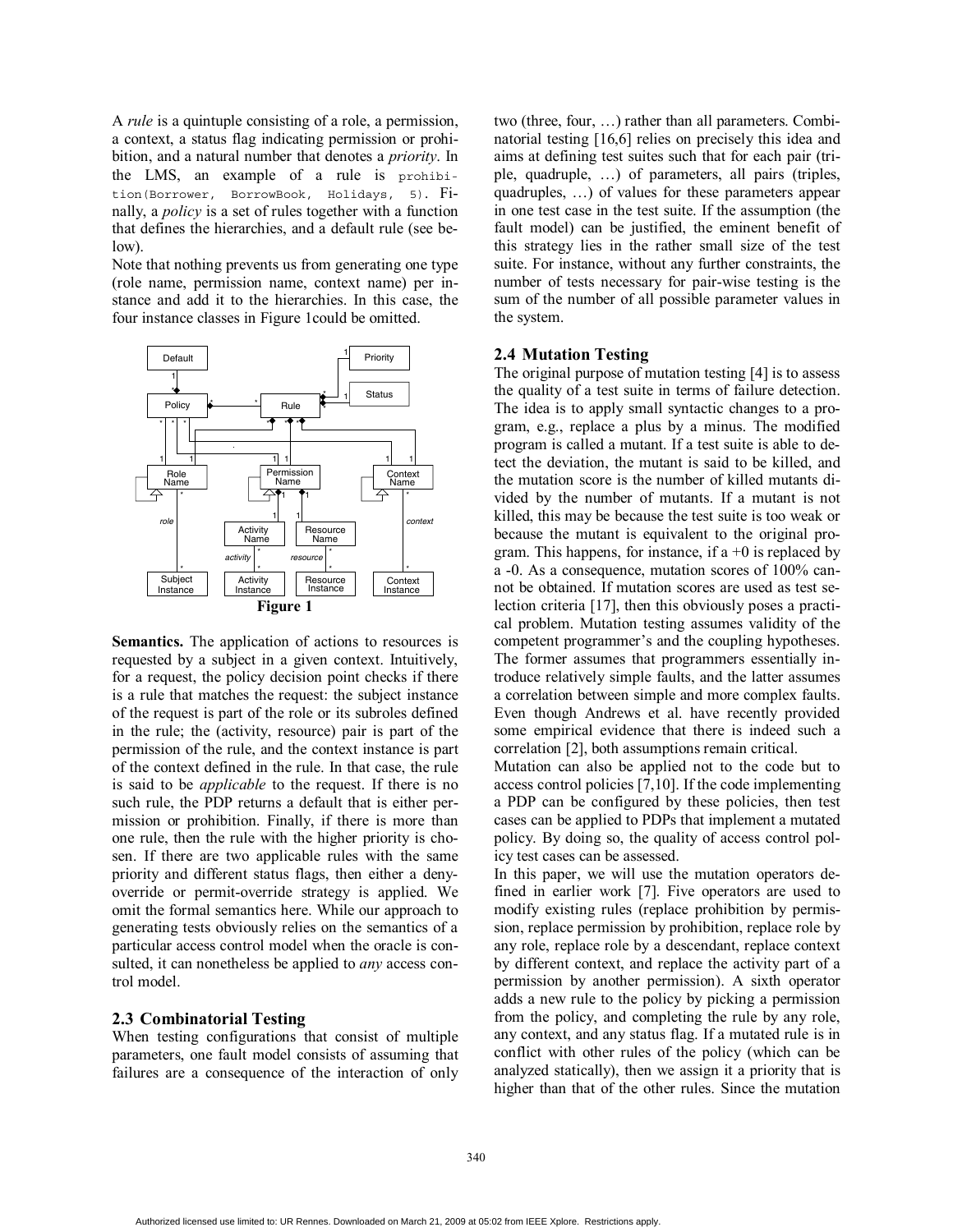A *rule* is a quintuple consisting of a role, a permission, a context, a status flag indicating permission or prohibition, and a natural number that denotes a *priority*. In the LMS, an example of a rule is `prohibition(Borrower, BorrowBook, Holidays, 5)`. Finally, a *policy* is a set of rules together with a function that defines the hierarchies, and a default rule (see below).

Note that nothing prevents us from generating one type (role name, permission name, context name) per instance and add it to the hierarchies. In this case, the four instance classes in Figure 1could be omitted.

**Figure 1**

**Semantics.** The application of actions to resources is requested by a subject in a given context. Intuitively, for a request, the policy decision point checks if there is a rule that matches the request: the subject instance of the request is part of the role or its subroles defined in the rule; the (activity, resource) pair is part of the permission of the rule, and the context instance is part of the context defined in the rule. In that case, the rule is said to be *applicable* to the request. If there is no such rule, the PDP returns a default that is either permission or prohibition. Finally, if there is more than one rule, then the rule with the higher priority is chosen. If there are two applicable rules with the same priority and different status flags, then either a deny-override or permit-override strategy is applied. We omit the formal semantics here. While our approach to generating tests obviously relies on the semantics of a particular access control model when the oracle is consulted, it can nonetheless be applied to *any* access control model.

### 2.3 Combinatorial Testing

When testing configurations that consist of multiple parameters, one fault model consists of assuming that failures are a consequence of the interaction of only two (three, four, …) rather than all parameters. Combinatorial testing [16,6] relies on precisely this idea and aims at defining test suites such that for each pair (triple, quadruple, …) of parameters, all pairs (triples, quadruples, …) of values for these parameters appear in one test case in the test suite. If the assumption (the fault model) can be justified, the eminent benefit of this strategy lies in the rather small size of the test suite. For instance, without any further constraints, the number of tests necessary for pair-wise testing is the sum of the number of all possible parameter values in the system.

### 2.4 Mutation Testing

The original purpose of mutation testing [4] is to assess the quality of a test suite in terms of failure detection. The idea is to apply small syntactic changes to a program, e.g., replace a plus by a minus. The modified program is called a mutant. If a test suite is able to detect the deviation, the mutant is said to be killed, and the mutation score is the number of killed mutants divided by the number of mutants. If a mutant is not killed, this may be because the test suite is too weak or because the mutant is equivalent to the original program. This happens, for instance, if a +0 is replaced by a -0. As a consequence, mutation scores of 100% cannot be obtained. If mutation scores are used as test selection criteria [17], then this obviously poses a practical problem. Mutation testing assumes validity of the competent programmer's and the coupling hypotheses. The former assumes that programmers essentially introduce relatively simple faults, and the latter assumes a correlation between simple and more complex faults. Even though Andrews et al. have recently provided some empirical evidence that there is indeed such a correlation [2], both assumptions remain critical.

Mutation can also be applied not to the code but to access control policies [7,10]. If the code implementing a PDP can be configured by these policies, then test cases can be applied to PDPs that implement a mutated policy. By doing so, the quality of access control policy test cases can be assessed.

In this paper, we will use the mutation operators defined in earlier work [7]. Five operators are used to modify existing rules (replace prohibition by permission, replace permission by prohibition, replace role by any role, replace role by a descendant, replace context by different context, and replace the activity part of a permission by another permission). A sixth operator adds a new rule to the policy by picking a permission from the policy, and completing the rule by any role, any context, and any status flag. If a mutated rule is in conflict with other rules of the policy (which can be analyzed statically), then we assign it a priority that is higher than that of the other rules. Since the mutation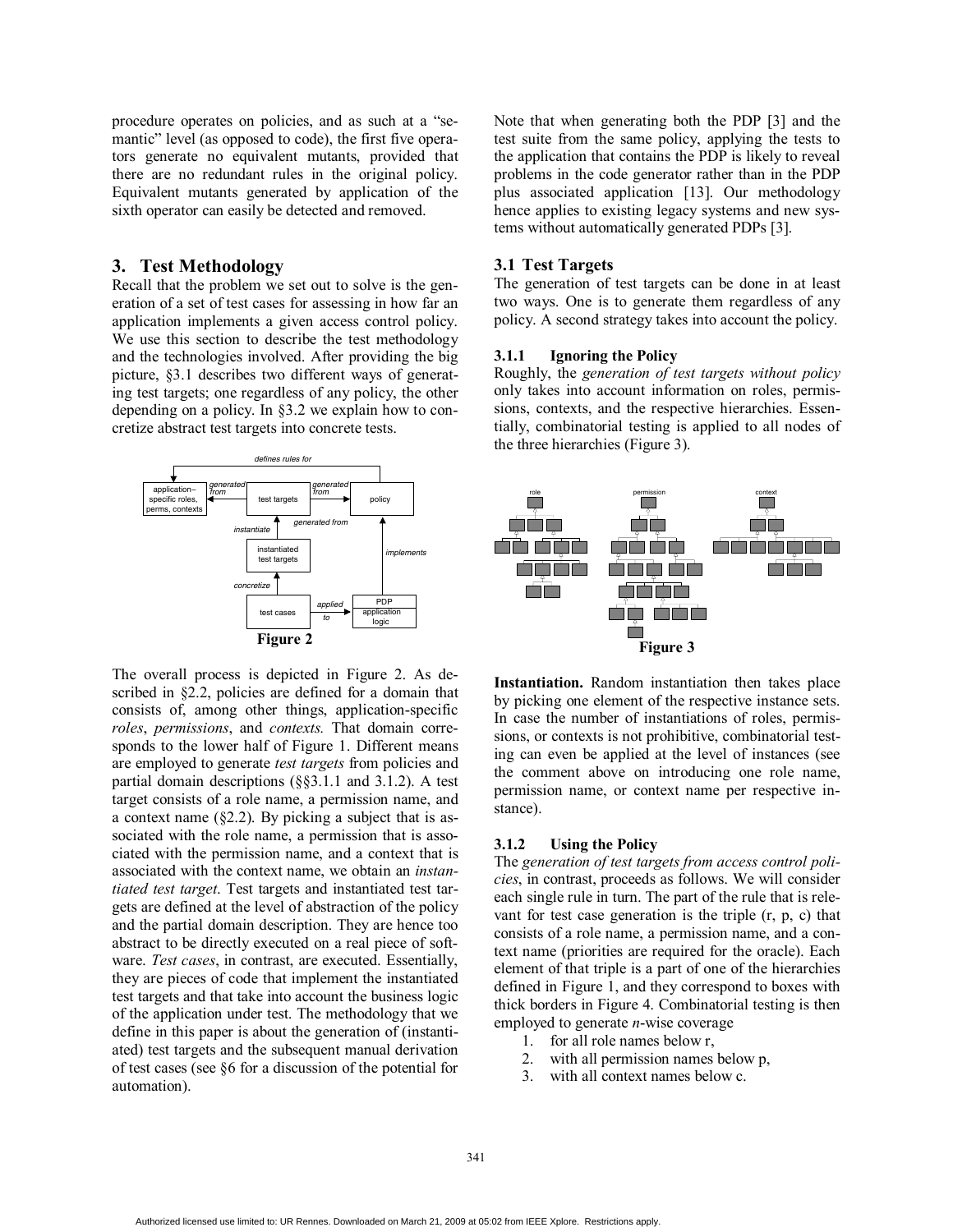procedure operates on policies, and as such at a "semantic" level (as opposed to code), the first five operators generate no equivalent mutants, provided that there are no redundant rules in the original policy. Equivalent mutants generated by application of the sixth operator can easily be detected and removed.

## 3. Test Methodology

Recall that the problem we set out to solve is the generation of a set of test cases for assessing in how far an application implements a given access control policy. We use this section to describe the test methodology and the technologies involved. After providing the big picture, §3.1 describes two different ways of generating test targets; one regardless of any policy, the other depending on a policy. In §3.2 we explain how to concretize abstract test targets into concrete tests.

**Figure 2**

The overall process is depicted in Figure 2. As described in §2.2, policies are defined for a domain that consists of, among other things, application-specific *roles*, *permissions*, and *contexts.* That domain corresponds to the lower half of Figure 1. Different means are employed to generate *test targets* from policies and partial domain descriptions (§§3.1.1 and 3.1.2). A test target consists of a role name, a permission name, and a context name (§2.2). By picking a subject that is associated with the role name, a permission that is associated with the permission name, and a context that is associated with the context name, we obtain an *instantiated test target*. Test targets and instantiated test targets are defined at the level of abstraction of the policy and the partial domain description. They are hence too abstract to be directly executed on a real piece of software. *Test cases*, in contrast, are executed. Essentially, they are pieces of code that implement the instantiated test targets and that take into account the business logic of the application under test. The methodology that we define in this paper is about the generation of (instantiated) test targets and the subsequent manual derivation of test cases (see §6 for a discussion of the potential for automation).

Note that when generating both the PDP [3] and the test suite from the same policy, applying the tests to the application that contains the PDP is likely to reveal problems in the code generator rather than in the PDP plus associated application [13]. Our methodology hence applies to existing legacy systems and new systems without automatically generated PDPs [3].

### 3.1 Test Targets

The generation of test targets can be done in at least two ways. One is to generate them regardless of any policy. A second strategy takes into account the policy.

#### 3.1.1 Ignoring the Policy

Roughly, the *generation of test targets without policy* only takes into account information on roles, permissions, contexts, and the respective hierarchies. Essentially, combinatorial testing is applied to all nodes of the three hierarchies (Figure 3).

**Figure 3**

**Instantiation.** Random instantiation then takes place by picking one element of the respective instance sets. In case the number of instantiations of roles, permissions, or contexts is not prohibitive, combinatorial testing can even be applied at the level of instances (see the comment above on introducing one role name, permission name, or context name per respective instance).

#### 3.1.2 Using the Policy

The *generation of test targets from access control policies*, in contrast, proceeds as follows. We will consider each single rule in turn. The part of the rule that is relevant for test case generation is the triple (r, p, c) that consists of a role name, a permission name, and a context name (priorities are required for the oracle). Each element of that triple is a part of one of the hierarchies defined in Figure 1, and they correspond to boxes with thick borders in Figure 4. Combinatorial testing is then employed to generate *n*-wise coverage

1. for all role names below r,
2. with all permission names below p,
3. with all context names below c.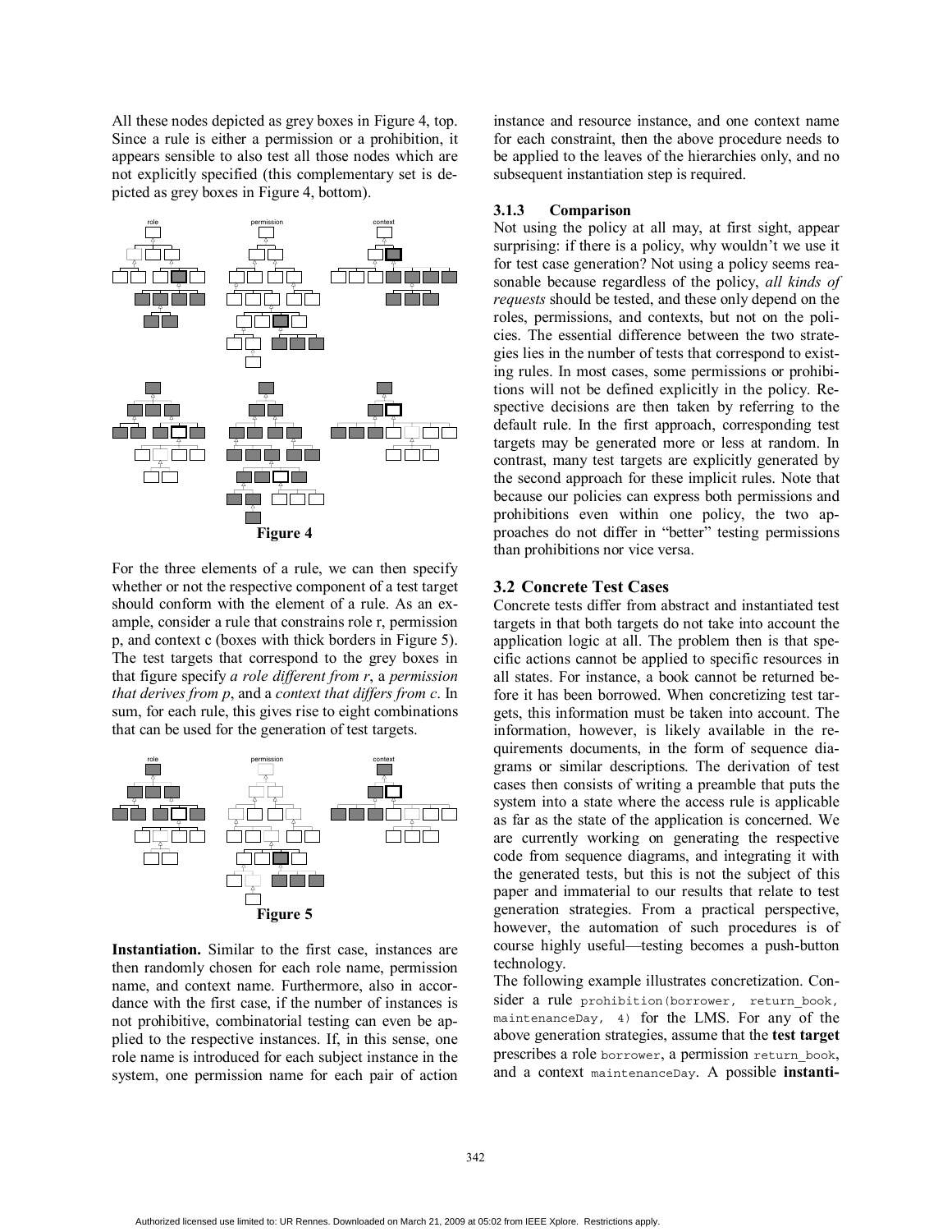All these nodes depicted as grey boxes in Figure 4, top. Since a rule is either a permission or a prohibition, it appears sensible to also test all those nodes which are not explicitly specified (this complementary set is depicted as grey boxes in Figure 4, bottom).

role

permission

context

**Figure 4**

For the three elements of a rule, we can then specify whether or not the respective component of a test target should conform with the element of a rule. As an example, consider a rule that constrains role r, permission p, and context c (boxes with thick borders in Figure 5). The test targets that correspond to the grey boxes in that figure specify *a role different from r*, a *permission that derives from p*, and a *context that differs from c*. In sum, for each rule, this gives rise to eight combinations that can be used for the generation of test targets.

role

permission

context

**Figure 5**

**Instantiation.** Similar to the first case, instances are then randomly chosen for each role name, permission name, and context name. Furthermore, also in accordance with the first case, if the number of instances is not prohibitive, combinatorial testing can even be applied to the respective instances. If, in this sense, one role name is introduced for each subject instance in the system, one permission name for each pair of action instance and resource instance, and one context name for each constraint, then the above procedure needs to be applied to the leaves of the hierarchies only, and no subsequent instantiation step is required.

#### 3.1.3 Comparison

Not using the policy at all may, at first sight, appear surprising: if there is a policy, why wouldn't we use it for test case generation? Not using a policy seems reasonable because regardless of the policy, *all kinds of requests* should be tested, and these only depend on the roles, permissions, and contexts, but not on the policies. The essential difference between the two strategies lies in the number of tests that correspond to existing rules. In most cases, some permissions or prohibitions will not be defined explicitly in the policy. Respective decisions are then taken by referring to the default rule. In the first approach, corresponding test targets may be generated more or less at random. In contrast, many test targets are explicitly generated by the second approach for these implicit rules. Note that because our policies can express both permissions and prohibitions even within one policy, the two approaches do not differ in "better" testing permissions than prohibitions nor vice versa.

### 3.2 Concrete Test Cases

Concrete tests differ from abstract and instantiated test targets in that both targets do not take into account the application logic at all. The problem then is that specific actions cannot be applied to specific resources in all states. For instance, a book cannot be returned before it has been borrowed. When concretizing test targets, this information must be taken into account. The information, however, is likely available in the requirements documents, in the form of sequence diagrams or similar descriptions. The derivation of test cases then consists of writing a preamble that puts the system into a state where the access rule is applicable as far as the state of the application is concerned. We are currently working on generating the respective code from sequence diagrams, and integrating it with the generated tests, but this is not the subject of this paper and immaterial to our results that relate to test generation strategies. From a practical perspective, however, the automation of such procedures is of course highly useful—testing becomes a push-button technology.

The following example illustrates concretization. Consider a rule `prohibition(borrower, return_book, maintenanceDay, 4)` for the LMS. For any of the above generation strategies, assume that the **test target** prescribes a role `borrower`, a permission `return_book`, and a context `maintenanceDay`. A possible **instanti-**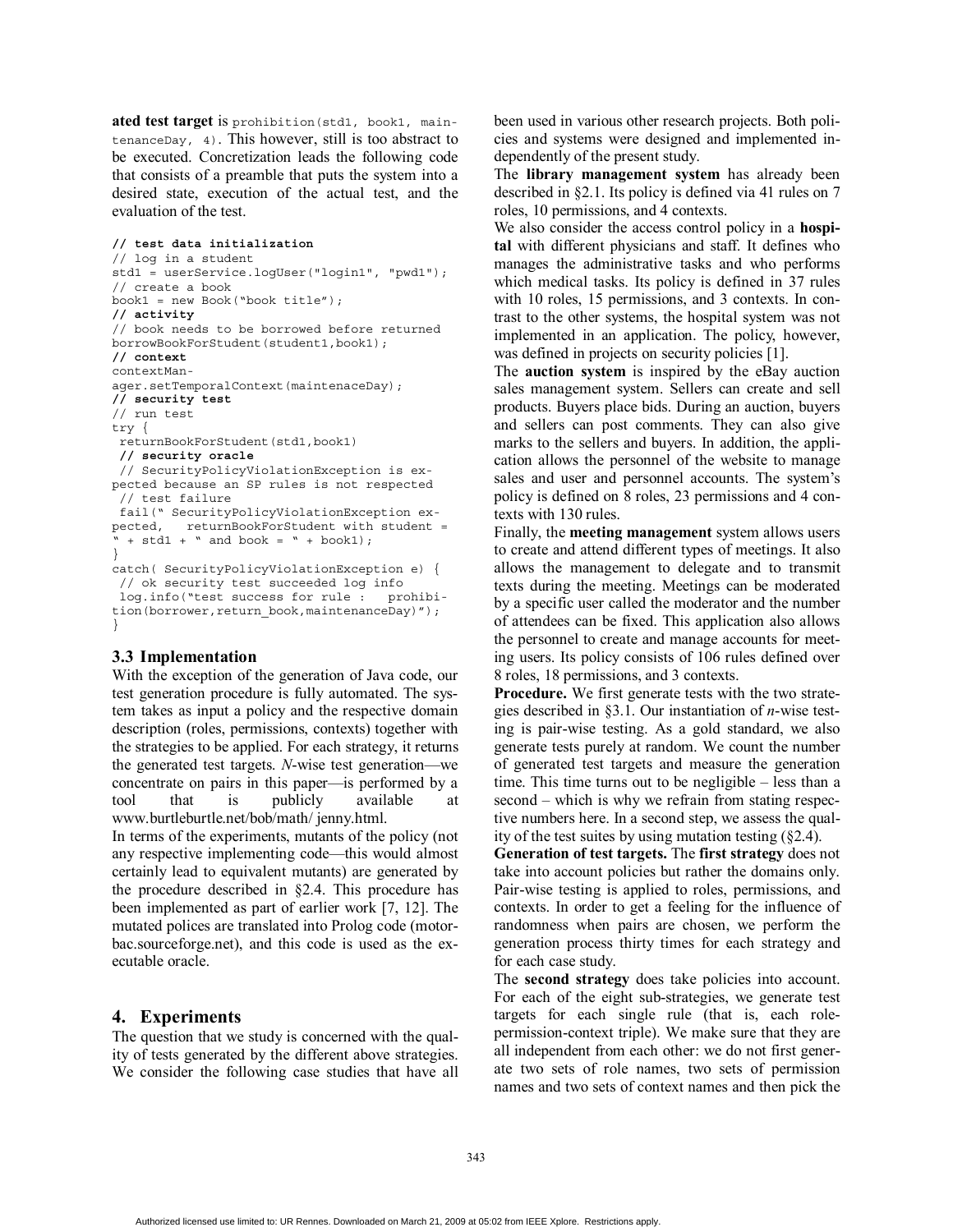**ated test target** is `prohibition(std1, book1, maintenanceDay, 4)`. This however, still is too abstract to be executed. Concretization leads the following code that consists of a preamble that puts the system into a desired state, execution of the actual test, and the evaluation of the test.

```
// test data initialization
// log in a student
std1 = userService.logUser("login1", "pwd1");
// create a book
book1 = new Book("book title");
// activity
// book needs to be borrowed before returned
borrowBookForStudent(student1,book1);
// context
contextMan-
ager.setTemporalContext(maintenaceDay);
// security test
// run test
try {
 returnBookForStudent(std1,book1)
 // security oracle
 // SecurityPolicyViolationException is ex-
pected because an SP rules is not respected
 // test failure
 fail(" SecurityPolicyViolationException ex-
pected,   returnBookForStudent with student =
" + std1 + " and book = " + book1);
}
catch( SecurityPolicyViolationException e) {
 // ok security test succeeded log info
 log.info("test success for rule :   prohibi-
tion(borrower,return_book,maintenanceDay)");
}
```

### 3.3 Implementation

With the exception of the generation of Java code, our test generation procedure is fully automated. The system takes as input a policy and the respective domain description (roles, permissions, contexts) together with the strategies to be applied. For each strategy, it returns the generated test targets. *N*-wise test generation—we concentrate on pairs in this paper—is performed by a tool that is publicly available at www.burtleburtle.net/bob/math/ jenny.html.

In terms of the experiments, mutants of the policy (not any respective implementing code—this would almost certainly lead to equivalent mutants) are generated by the procedure described in §2.4. This procedure has been implemented as part of earlier work [7, 12]. The mutated polices are translated into Prolog code (motorbac.sourceforge.net), and this code is used as the executable oracle.

## 4. Experiments

The question that we study is concerned with the quality of tests generated by the different above strategies. We consider the following case studies that have all been used in various other research projects. Both policies and systems were designed and implemented independently of the present study.

The **library management system** has already been described in §2.1. Its policy is defined via 41 rules on 7 roles, 10 permissions, and 4 contexts.

We also consider the access control policy in a **hospital** with different physicians and staff. It defines who manages the administrative tasks and who performs which medical tasks. Its policy is defined in 37 rules with 10 roles, 15 permissions, and 3 contexts. In contrast to the other systems, the hospital system was not implemented in an application. The policy, however, was defined in projects on security policies [1].

The **auction system** is inspired by the eBay auction sales management system. Sellers can create and sell products. Buyers place bids. During an auction, buyers and sellers can post comments. They can also give marks to the sellers and buyers. In addition, the application allows the personnel of the website to manage sales and user and personnel accounts. The system's policy is defined on 8 roles, 23 permissions and 4 contexts with 130 rules.

Finally, the **meeting management** system allows users to create and attend different types of meetings. It also allows the management to delegate and to transmit texts during the meeting. Meetings can be moderated by a specific user called the moderator and the number of attendees can be fixed. This application also allows the personnel to create and manage accounts for meeting users. Its policy consists of 106 rules defined over 8 roles, 18 permissions, and 3 contexts.

**Procedure.** We first generate tests with the two strategies described in §3.1. Our instantiation of *n*-wise testing is pair-wise testing. As a gold standard, we also generate tests purely at random. We count the number of generated test targets and measure the generation time. This time turns out to be negligible – less than a second – which is why we refrain from stating respective numbers here. In a second step, we assess the quality of the test suites by using mutation testing (§2.4).

**Generation of test targets.** The **first strategy** does not take into account policies but rather the domains only. Pair-wise testing is applied to roles, permissions, and contexts. In order to get a feeling for the influence of randomness when pairs are chosen, we perform the generation process thirty times for each strategy and for each case study.

The **second strategy** does take policies into account. For each of the eight sub-strategies, we generate test targets for each single rule (that is, each role-permission-context triple). We make sure that they are all independent from each other: we do not first generate two sets of role names, two sets of permission names and two sets of context names and then pick the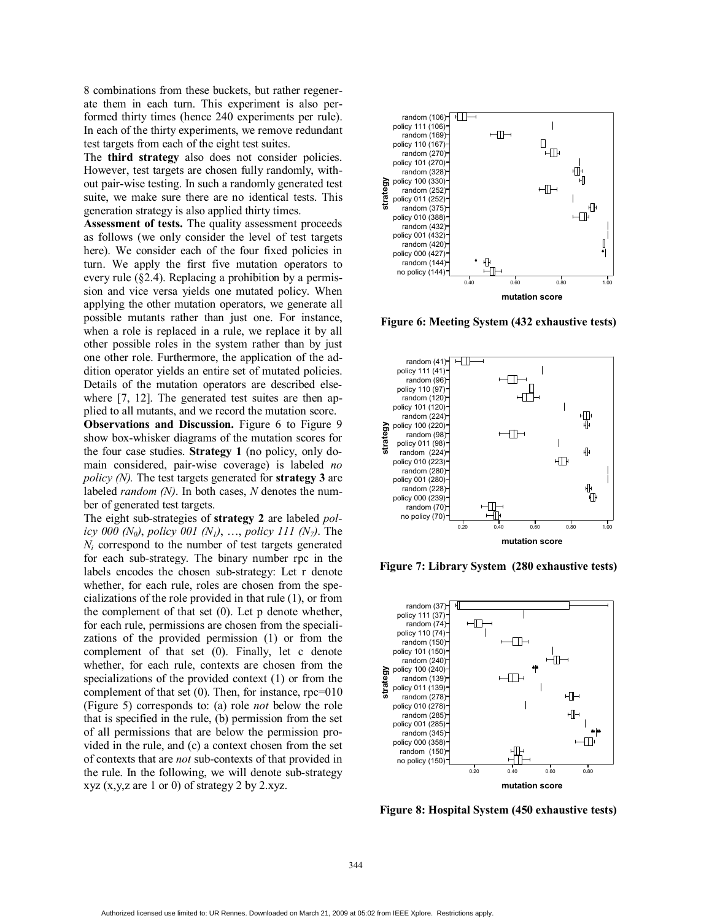8 combinations from these buckets, but rather regenerate them in each turn. This experiment is also performed thirty times (hence 240 experiments per rule). In each of the thirty experiments, we remove redundant test targets from each of the eight test suites.

The **third strategy** also does not consider policies. However, test targets are chosen fully randomly, without pair-wise testing. In such a randomly generated test suite, we make sure there are no identical tests. This generation strategy is also applied thirty times.

**Assessment of tests.** The quality assessment proceeds as follows (we only consider the level of test targets here). We consider each of the four fixed policies in turn. We apply the first five mutation operators to every rule (§2.4). Replacing a prohibition by a permission and vice versa yields one mutated policy. When applying the other mutation operators, we generate all possible mutants rather than just one. For instance, when a role is replaced in a rule, we replace it by all other possible roles in the system rather than by just one other role. Furthermore, the application of the addition operator yields an entire set of mutated policies. Details of the mutation operators are described elsewhere [7, 12]. The generated test suites are then applied to all mutants, and we record the mutation score.

**Observations and Discussion.** Figure 6 to Figure 9 show box-whisker diagrams of the mutation scores for the four case studies. **Strategy 1** (no policy, only domain considered, pair-wise coverage) is labeled *no policy (N).* The test targets generated for **strategy 3** are labeled *random (N)*. In both cases, *N* denotes the number of generated test targets.

The eight sub-strategies of **strategy 2** are labeled *policy 000 ($N_0$)*, *policy 001 ($N_1$)*, …, *policy 111 ($N_7$)*. The $N_i$ correspond to the number of test targets generated for each sub-strategy. The binary number rpc in the labels encodes the chosen sub-strategy: Let r denote whether, for each rule, roles are chosen from the specializations of the role provided in that rule (1), or from the complement of that set (0). Let p denote whether, for each rule, permissions are chosen from the specializations of the provided permission (1) or from the complement of that set (0). Finally, let c denote whether, for each rule, contexts are chosen from the specializations of the provided context (1) or from the complement of that set (0). Then, for instance, rpc=010 (Figure 5) corresponds to: (a) role *not* below the role that is specified in the rule, (b) permission from the set of all permissions that are below the permission provided in the rule, and (c) a context chosen from the set of contexts that are *not* sub-contexts of that provided in the rule. In the following, we will denote sub-strategy xyz (x,y,z are 1 or 0) of strategy 2 by 2.xyz.

**Figure 6: Meeting System (432 exhaustive tests)**

**Figure 7: Library System (280 exhaustive tests)**

**Figure 8: Hospital System (450 exhaustive tests)**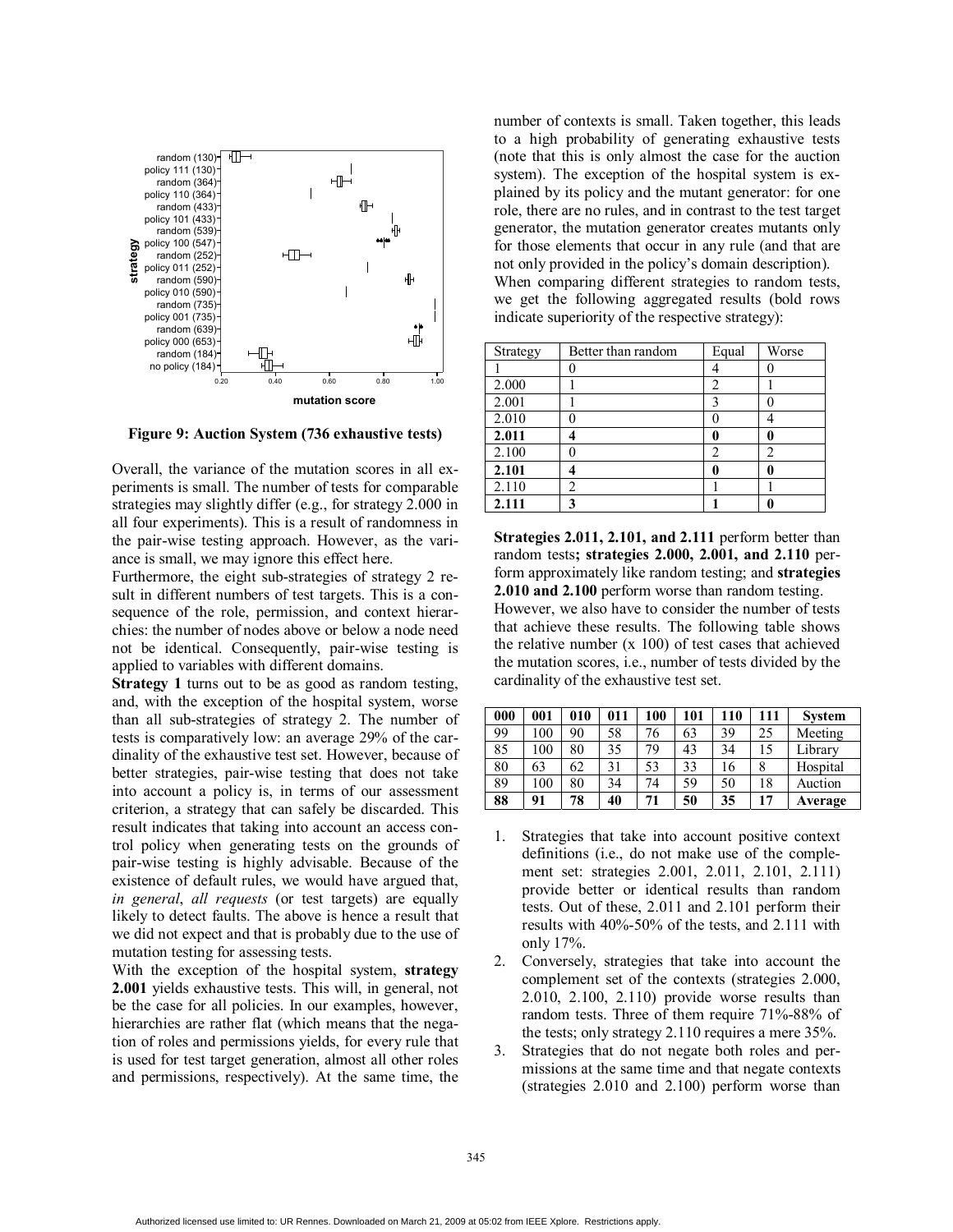**Figure 9: Auction System (736 exhaustive tests)**

Overall, the variance of the mutation scores in all experiments is small. The number of tests for comparable strategies may slightly differ (e.g., for strategy 2.000 in all four experiments). This is a result of randomness in the pair-wise testing approach. However, as the variance is small, we may ignore this effect here.

Furthermore, the eight sub-strategies of strategy 2 result in different numbers of test targets. This is a consequence of the role, permission, and context hierarchies: the number of nodes above or below a node need not be identical. Consequently, pair-wise testing is applied to variables with different domains.

**Strategy 1** turns out to be as good as random testing, and, with the exception of the hospital system, worse than all sub-strategies of strategy 2. The number of tests is comparatively low: an average 29% of the cardinality of the exhaustive test set. However, because of better strategies, pair-wise testing that does not take into account a policy is, in terms of our assessment criterion, a strategy that can safely be discarded. This result indicates that taking into account an access control policy when generating tests on the grounds of pair-wise testing is highly advisable. Because of the existence of default rules, we would have argued that, *in general*, *all requests* (or test targets) are equally likely to detect faults. The above is hence a result that we did not expect and that is probably due to the use of mutation testing for assessing tests.

With the exception of the hospital system, **strategy 2.001** yields exhaustive tests. This will, in general, not be the case for all policies. In our examples, however, hierarchies are rather flat (which means that the negation of roles and permissions yields, for every rule that is used for test target generation, almost all other roles and permissions, respectively). At the same time, the number of contexts is small. Taken together, this leads to a high probability of generating exhaustive tests (note that this is only almost the case for the auction system). The exception of the hospital system is explained by its policy and the mutant generator: for one role, there are no rules, and in contrast to the test target generator, the mutation generator creates mutants only for those elements that occur in any rule (and that are not only provided in the policy's domain description).

When comparing different strategies to random tests, we get the following aggregated results (bold rows indicate superiority of the respective strategy):

| Strategy | Better than random | Equal | Worse |
|---|---|---|---|
| 1 | 0 | 4 | 0 |
| 2.000 | 1 | 2 | 1 |
| 2.001 | 1 | 3 | 0 |
| 2.010 | 0 | 0 | 4 |
| **2.011** | **4** | **0** | **0** |
| 2.100 | 0 | 2 | 2 |
| **2.101** | **4** | **0** | **0** |
| 2.110 | 2 | 1 | 1 |
| **2.111** | **3** | **1** | **0** |

**Strategies 2.011, 2.101, and 2.111** perform better than random tests**; strategies 2.000, 2.001, and 2.110** perform approximately like random testing; and **strategies 2.010 and 2.100** perform worse than random testing.

However, we also have to consider the number of tests that achieve these results. The following table shows the relative number (x 100) of test cases that achieved the mutation scores, i.e., number of tests divided by the cardinality of the exhaustive test set.

| 000 | 001 | 010 | 011 | 100 | 101 | 110 | 111 | System |
|---|---|---|---|---|---|---|---|---|
| 99 | 100 | 90 | 58 | 76 | 63 | 39 | 25 | Meeting |
| 85 | 100 | 80 | 35 | 79 | 43 | 34 | 15 | Library |
| 80 | 63 | 62 | 31 | 53 | 33 | 16 | 8 | Hospital |
| 89 | 100 | 80 | 34 | 74 | 59 | 50 | 18 | Auction |
| **88** | **91** | **78** | **40** | **71** | **50** | **35** | **17** | **Average** |

1. Strategies that take into account positive context definitions (i.e., do not make use of the complement set: strategies 2.001, 2.011, 2.101, 2.111) provide better or identical results than random tests. Out of these, 2.011 and 2.101 perform their results with 40%-50% of the tests, and 2.111 with only 17%.
2. Conversely, strategies that take into account the complement set of the contexts (strategies 2.000, 2.010, 2.100, 2.110) provide worse results than random tests. Three of them require 71%-88% of the tests; only strategy 2.110 requires a mere 35%.
3. Strategies that do not negate both roles and permissions at the same time and that negate contexts (strategies 2.010 and 2.100) perform worse than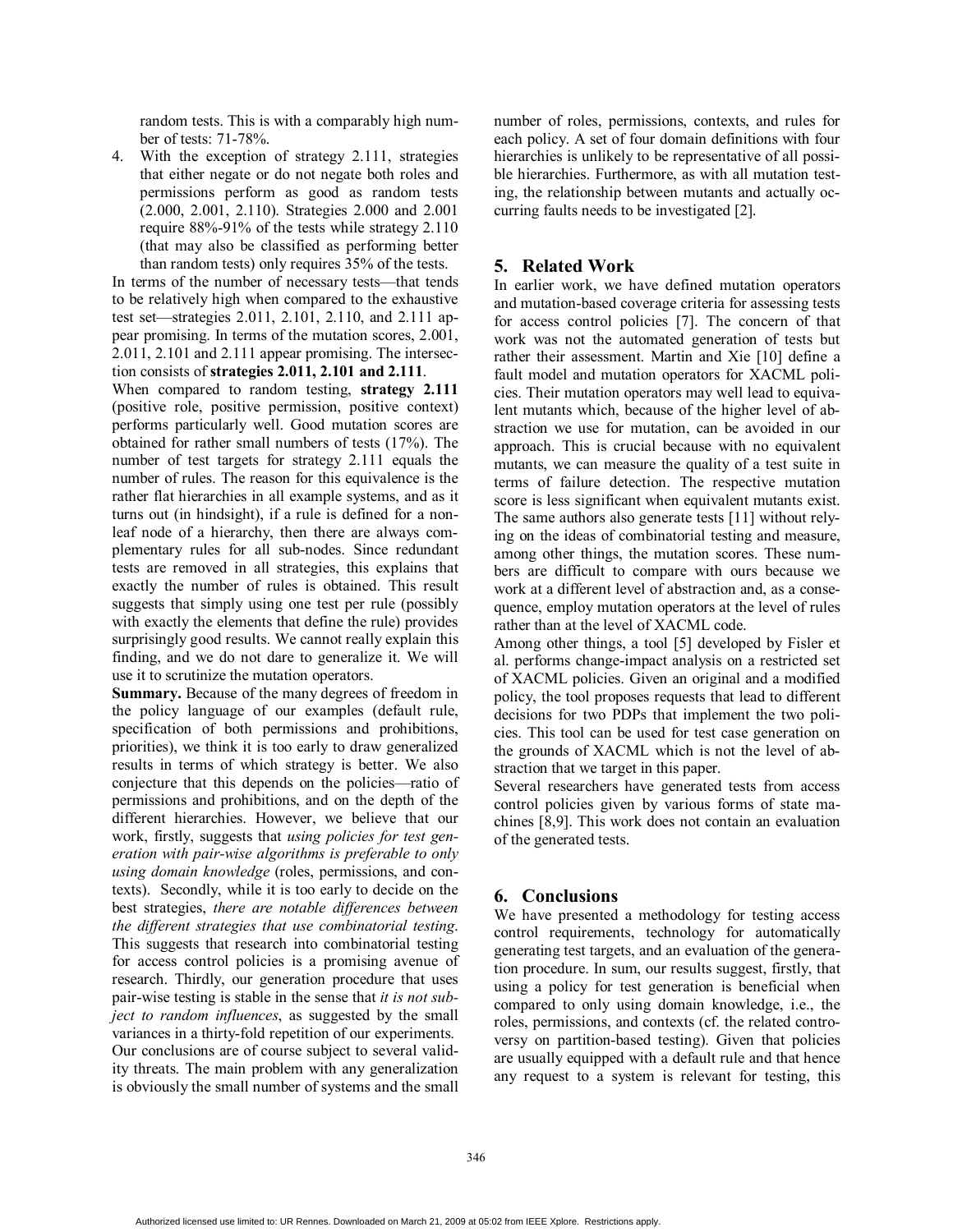random tests. This is with a comparably high number of tests: 71-78%.

4. With the exception of strategy 2.111, strategies that either negate or do not negate both roles and permissions perform as good as random tests (2.000, 2.001, 2.110). Strategies 2.000 and 2.001 require 88%-91% of the tests while strategy 2.110 (that may also be classified as performing better than random tests) only requires 35% of the tests.

In terms of the number of necessary tests—that tends to be relatively high when compared to the exhaustive test set—strategies 2.011, 2.101, 2.110, and 2.111 appear promising. In terms of the mutation scores, 2.001, 2.011, 2.101 and 2.111 appear promising. The intersection consists of **strategies 2.011, 2.101 and 2.111**.

When compared to random testing, **strategy 2.111** (positive role, positive permission, positive context) performs particularly well. Good mutation scores are obtained for rather small numbers of tests (17%). The number of test targets for strategy 2.111 equals the number of rules. The reason for this equivalence is the rather flat hierarchies in all example systems, and as it turns out (in hindsight), if a rule is defined for a non-leaf node of a hierarchy, then there are always complementary rules for all sub-nodes. Since redundant tests are removed in all strategies, this explains that exactly the number of rules is obtained. This result suggests that simply using one test per rule (possibly with exactly the elements that define the rule) provides surprisingly good results. We cannot really explain this finding, and we do not dare to generalize it. We will use it to scrutinize the mutation operators.

**Summary.** Because of the many degrees of freedom in the policy language of our examples (default rule, specification of both permissions and prohibitions, priorities), we think it is too early to draw generalized results in terms of which strategy is better. We also conjecture that this depends on the policies—ratio of permissions and prohibitions, and on the depth of the different hierarchies. However, we believe that our work, firstly, suggests that *using policies for test generation with pair-wise algorithms is preferable to only using domain knowledge* (roles, permissions, and contexts). Secondly, while it is too early to decide on the best strategies, *there are notable differences between the different strategies that use combinatorial testing*. This suggests that research into combinatorial testing for access control policies is a promising avenue of research. Thirdly, our generation procedure that uses pair-wise testing is stable in the sense that *it is not subject to random influences*, as suggested by the small variances in a thirty-fold repetition of our experiments.

Our conclusions are of course subject to several validity threats. The main problem with any generalization is obviously the small number of systems and the small number of roles, permissions, contexts, and rules for each policy. A set of four domain definitions with four hierarchies is unlikely to be representative of all possible hierarchies. Furthermore, as with all mutation testing, the relationship between mutants and actually occurring faults needs to be investigated [2].

## 5. Related Work

In earlier work, we have defined mutation operators and mutation-based coverage criteria for assessing tests for access control policies [7]. The concern of that work was not the automated generation of tests but rather their assessment. Martin and Xie [10] define a fault model and mutation operators for XACML policies. Their mutation operators may well lead to equivalent mutants which, because of the higher level of abstraction we use for mutation, can be avoided in our approach. This is crucial because with no equivalent mutants, we can measure the quality of a test suite in terms of failure detection. The respective mutation score is less significant when equivalent mutants exist. The same authors also generate tests [11] without relying on the ideas of combinatorial testing and measure, among other things, the mutation scores. These numbers are difficult to compare with ours because we work at a different level of abstraction and, as a consequence, employ mutation operators at the level of rules rather than at the level of XACML code.

Among other things, a tool [5] developed by Fisler et al. performs change-impact analysis on a restricted set of XACML policies. Given an original and a modified policy, the tool proposes requests that lead to different decisions for two PDPs that implement the two policies. This tool can be used for test case generation on the grounds of XACML which is not the level of abstraction that we target in this paper.

Several researchers have generated tests from access control policies given by various forms of state machines [8,9]. This work does not contain an evaluation of the generated tests.

## 6. Conclusions

We have presented a methodology for testing access control requirements, technology for automatically generating test targets, and an evaluation of the generation procedure. In sum, our results suggest, firstly, that using a policy for test generation is beneficial when compared to only using domain knowledge, i.e., the roles, permissions, and contexts (cf. the related controversy on partition-based testing). Given that policies are usually equipped with a default rule and that hence any request to a system is relevant for testing, this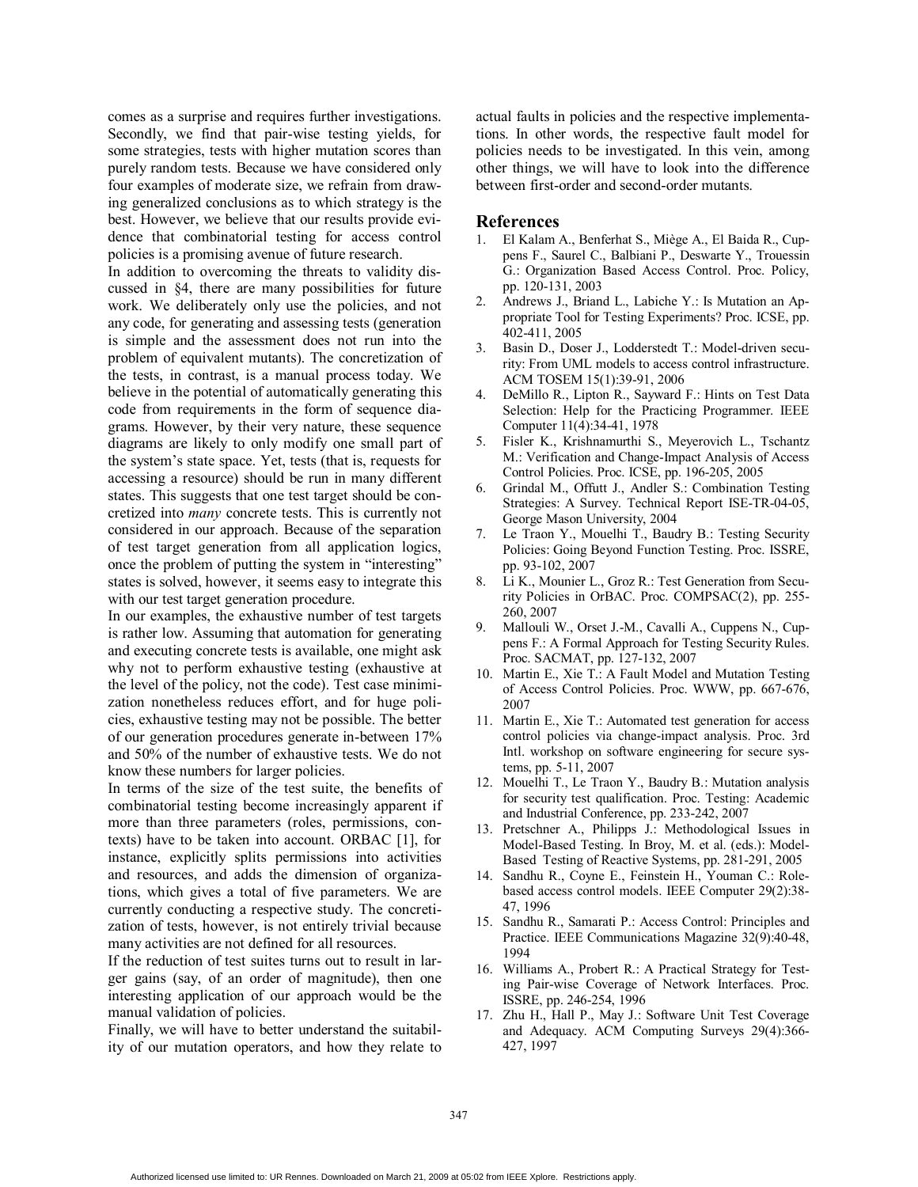comes as a surprise and requires further investigations. Secondly, we find that pair-wise testing yields, for some strategies, tests with higher mutation scores than purely random tests. Because we have considered only four examples of moderate size, we refrain from drawing generalized conclusions as to which strategy is the best. However, we believe that our results provide evidence that combinatorial testing for access control policies is a promising avenue of future research.

In addition to overcoming the threats to validity discussed in §4, there are many possibilities for future work. We deliberately only use the policies, and not any code, for generating and assessing tests (generation is simple and the assessment does not run into the problem of equivalent mutants). The concretization of the tests, in contrast, is a manual process today. We believe in the potential of automatically generating this code from requirements in the form of sequence diagrams. However, by their very nature, these sequence diagrams are likely to only modify one small part of the system's state space. Yet, tests (that is, requests for accessing a resource) should be run in many different states. This suggests that one test target should be concretized into *many* concrete tests. This is currently not considered in our approach. Because of the separation of test target generation from all application logics, once the problem of putting the system in "interesting" states is solved, however, it seems easy to integrate this with our test target generation procedure.

In our examples, the exhaustive number of test targets is rather low. Assuming that automation for generating and executing concrete tests is available, one might ask why not to perform exhaustive testing (exhaustive at the level of the policy, not the code). Test case minimization nonetheless reduces effort, and for huge policies, exhaustive testing may not be possible. The better of our generation procedures generate in-between 17% and 50% of the number of exhaustive tests. We do not know these numbers for larger policies.

In terms of the size of the test suite, the benefits of combinatorial testing become increasingly apparent if more than three parameters (roles, permissions, contexts) have to be taken into account. ORBAC [1], for instance, explicitly splits permissions into activities and resources, and adds the dimension of organizations, which gives a total of five parameters. We are currently conducting a respective study. The concretization of tests, however, is not entirely trivial because many activities are not defined for all resources.

If the reduction of test suites turns out to result in larger gains (say, of an order of magnitude), then one interesting application of our approach would be the manual validation of policies.

Finally, we will have to better understand the suitability of our mutation operators, and how they relate to actual faults in policies and the respective implementations. In other words, the respective fault model for policies needs to be investigated. In this vein, among other things, we will have to look into the difference between first-order and second-order mutants.

## References

1. El Kalam A., Benferhat S., Miège A., El Baida R., Cuppens F., Saurel C., Balbiani P., Deswarte Y., Trouessin G.: Organization Based Access Control. Proc. Policy, pp. 120-131, 2003
2. Andrews J., Briand L., Labiche Y.: Is Mutation an Appropriate Tool for Testing Experiments? Proc. ICSE, pp. 402-411, 2005
3. Basin D., Doser J., Lodderstedt T.: Model-driven security: From UML models to access control infrastructure. ACM TOSEM 15(1):39-91, 2006
4. DeMillo R., Lipton R., Sayward F.: Hints on Test Data Selection: Help for the Practicing Programmer. IEEE Computer 11(4):34-41, 1978
5. Fisler K., Krishnamurthi S., Meyerovich L., Tschantz M.: Verification and Change-Impact Analysis of Access Control Policies. Proc. ICSE, pp. 196-205, 2005
6. Grindal M., Offutt J., Andler S.: Combination Testing Strategies: A Survey. Technical Report ISE-TR-04-05, George Mason University, 2004
7. Le Traon Y., Mouelhi T., Baudry B.: Testing Security Policies: Going Beyond Function Testing. Proc. ISSRE, pp. 93-102, 2007
8. Li K., Mounier L., Groz R.: Test Generation from Security Policies in OrBAC. Proc. COMPSAC(2), pp. 255-260, 2007
9. Mallouli W., Orset J.-M., Cavalli A., Cuppens N., Cuppens F.: A Formal Approach for Testing Security Rules. Proc. SACMAT, pp. 127-132, 2007
10. Martin E., Xie T.: A Fault Model and Mutation Testing of Access Control Policies. Proc. WWW, pp. 667-676, 2007
11. Martin E., Xie T.: Automated test generation for access control policies via change-impact analysis. Proc. 3rd Intl. workshop on software engineering for secure systems, pp. 5-11, 2007
12. Mouelhi T., Le Traon Y., Baudry B.: Mutation analysis for security test qualification. Proc. Testing: Academic and Industrial Conference, pp. 233-242, 2007
13. Pretschner A., Philipps J.: Methodological Issues in Model-Based Testing. In Broy, M. et al. (eds.): Model-Based Testing of Reactive Systems, pp. 281-291, 2005
14. Sandhu R., Coyne E., Feinstein H., Youman C.: Role-based access control models. IEEE Computer 29(2):38-47, 1996
15. Sandhu R., Samarati P.: Access Control: Principles and Practice. IEEE Communications Magazine 32(9):40-48, 1994
16. Williams A., Probert R.: A Practical Strategy for Testing Pair-wise Coverage of Network Interfaces. Proc. ISSRE, pp. 246-254, 1996
17. Zhu H., Hall P., May J.: Software Unit Test Coverage and Adequacy. ACM Computing Surveys 29(4):366-427, 1997